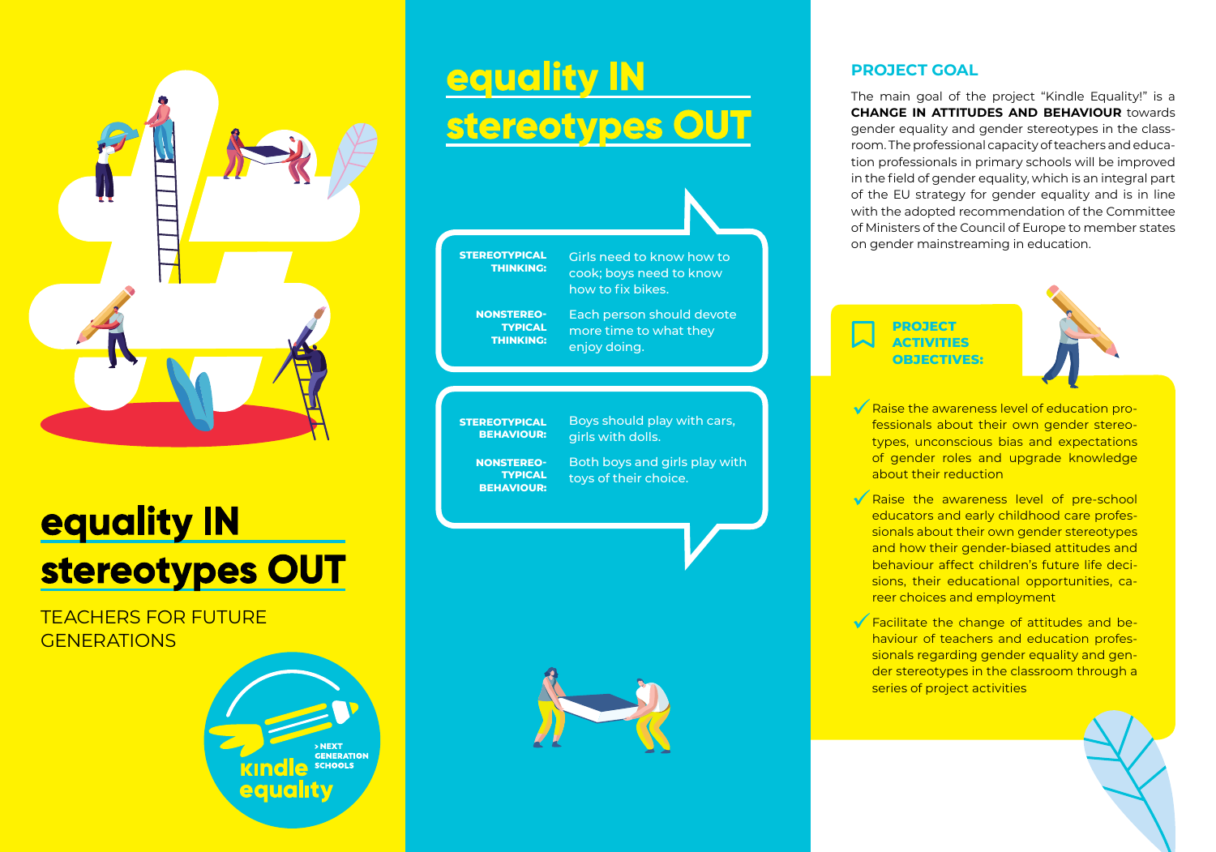# equality IN stereotypes OUT

TEACHERS FOR FUTURE GENERATIONS

kindle equality
> NEXT GENERATION SCHOOLS

## equality IN stereotypes OUT

| | |
|---|---|
| **STEREOTYPICAL THINKING:** | Girls need to know how to cook; boys need to know how to fix bikes. |
| **NONSTEREOTYPICAL THINKING:** | Each person should devote more time to what they enjoy doing. |

| | |
|---|---|
| **STEREOTYPICAL BEHAVIOUR:** | Boys should play with cars, girls with dolls. |
| **NONSTEREOTYPICAL BEHAVIOUR:** | Both boys and girls play with toys of their choice. |

## PROJECT GOAL

The main goal of the project "Kindle Equality!" is a **CHANGE IN ATTITUDES AND BEHAVIOUR** towards gender equality and gender stereotypes in the classroom. The professional capacity of teachers and education professionals in primary schools will be improved in the field of gender equality, which is an integral part of the EU strategy for gender equality and is in line with the adopted recommendation of the Committee of Ministers of the Council of Europe to member states on gender mainstreaming in education.

### PROJECT ACTIVITIES OBJECTIVES:

- ✓ Raise the awareness level of education professionals about their own gender stereotypes, unconscious bias and expectations of gender roles and upgrade knowledge about their reduction
- ✓ Raise the awareness level of pre-school educators and early childhood care professionals about their own gender stereotypes and how their gender-biased attitudes and behaviour affect children's future life decisions, their educational opportunities, career choices and employment
- ✓ Facilitate the change of attitudes and behaviour of teachers and education professionals regarding gender equality and gender stereotypes in the classroom through a series of project activities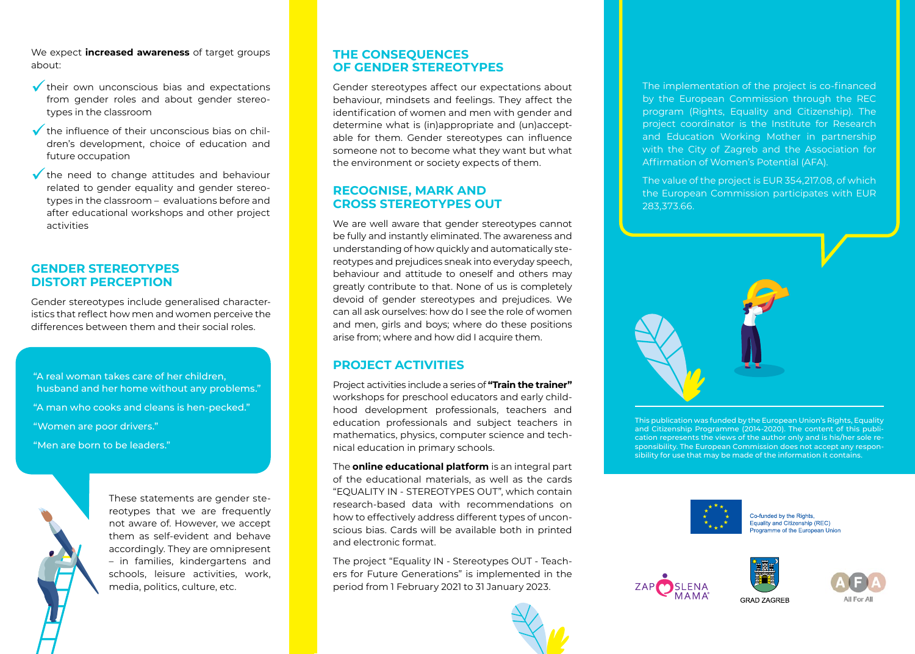We expect **increased awareness** of target groups about:

- their own unconscious bias and expectations from gender roles and about gender stereotypes in the classroom
- the influence of their unconscious bias on children's development, choice of education and future occupation
- the need to change attitudes and behaviour related to gender equality and gender stereotypes in the classroom – evaluations before and after educational workshops and other project activities

## GENDER STEREOTYPES DISTORT PERCEPTION

Gender stereotypes include generalised characteristics that reflect how men and women perceive the differences between them and their social roles.

"A real woman takes care of her children, husband and her home without any problems."

"A man who cooks and cleans is hen-pecked."

"Women are poor drivers."

"Men are born to be leaders."

These statements are gender stereotypes that we are frequently not aware of. However, we accept them as self-evident and behave accordingly. They are omnipresent – in families, kindergartens and schools, leisure activities, work, media, politics, culture, etc.

## THE CONSEQUENCES OF GENDER STEREOTYPES

Gender stereotypes affect our expectations about behaviour, mindsets and feelings. They affect the identification of women and men with gender and determine what is (in)appropriate and (un)acceptable for them. Gender stereotypes can influence someone not to become what they want but what the environment or society expects of them.

## RECOGNISE, MARK AND CROSS STEREOTYPES OUT

We are well aware that gender stereotypes cannot be fully and instantly eliminated. The awareness and understanding of how quickly and automatically stereotypes and prejudices sneak into everyday speech, behaviour and attitude to oneself and others may greatly contribute to that. None of us is completely devoid of gender stereotypes and prejudices. We can all ask ourselves: how do I see the role of women and men, girls and boys; where do these positions arise from; where and how did I acquire them.

## PROJECT ACTIVITIES

Project activities include a series of **"Train the trainer"** workshops for preschool educators and early childhood development professionals, teachers and education professionals and subject teachers in mathematics, physics, computer science and technical education in primary schools.

The **online educational platform** is an integral part of the educational materials, as well as the cards "EQUALITY IN - STEREOTYPES OUT", which contain research-based data with recommendations on how to effectively address different types of unconscious bias. Cards will be available both in printed and electronic format.

The project "Equality IN - Stereotypes OUT - Teachers for Future Generations" is implemented in the period from 1 February 2021 to 31 January 2023.

The implementation of the project is co-financed by the European Commission through the REC program (Rights, Equality and Citizenship). The project coordinator is the Institute for Research and Education Working Mother in partnership with the City of Zagreb and the Association for Affirmation of Women's Potential (AFA).

The value of the project is EUR 354,217.08, of which the European Commission participates with EUR 283,373.66.

This publication was funded by the European Union's Rights, Equality and Citizenship Programme (2014-2020). The content of this publication represents the views of the author only and is his/her sole responsibility. The European Commission does not accept any responsibility for use that may be made of the information it contains.

Co-funded by the Rights, Equality and Citizenship (REC) Programme of the European Union

ZAPOSLENA MAMA

GRAD ZAGREB

AFA All For All